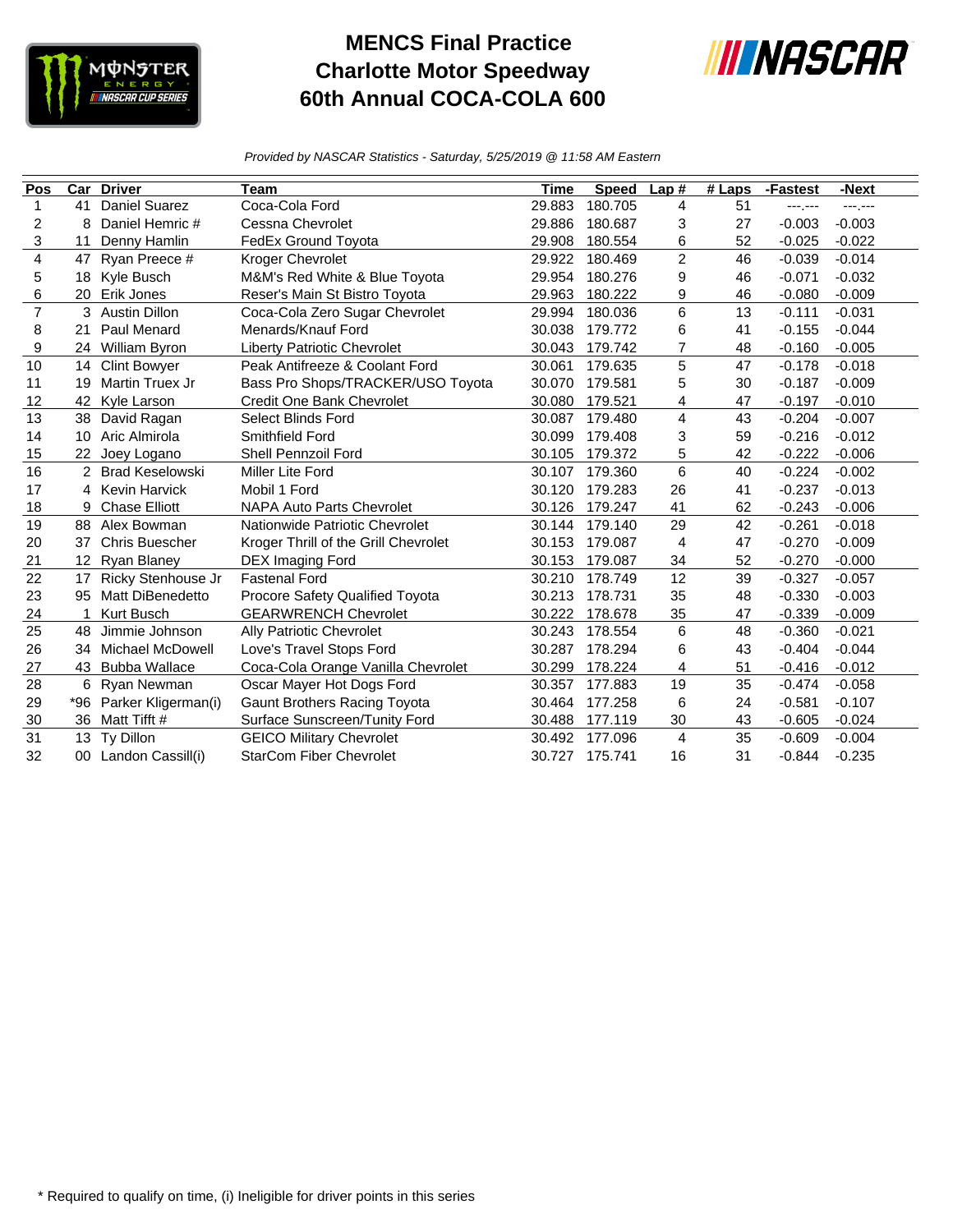# MENCS Final Practice
# Charlotte Motor Speedway
# 60th Annual COCA-COLA 600

*Provided by NASCAR Statistics - Saturday, 5/25/2019 @ 11:58 AM Eastern*

| Pos | Car | Driver | Team | Time | Speed | Lap # | # Laps | -Fastest | -Next |
|---|---|---|---|---|---|---|---|---|---|
| 1 | 41 | Daniel Suarez | Coca-Cola Ford | 29.883 | 180.705 | 4 | 51 | ---.--- | ---.--- |
| 2 | 8 | Daniel Hemric # | Cessna Chevrolet | 29.886 | 180.687 | 3 | 27 | -0.003 | -0.003 |
| 3 | 11 | Denny Hamlin | FedEx Ground Toyota | 29.908 | 180.554 | 6 | 52 | -0.025 | -0.022 |
| 4 | 47 | Ryan Preece # | Kroger Chevrolet | 29.922 | 180.469 | 2 | 46 | -0.039 | -0.014 |
| 5 | 18 | Kyle Busch | M&M's Red White & Blue Toyota | 29.954 | 180.276 | 9 | 46 | -0.071 | -0.032 |
| 6 | 20 | Erik Jones | Reser's Main St Bistro Toyota | 29.963 | 180.222 | 9 | 46 | -0.080 | -0.009 |
| 7 | 3 | Austin Dillon | Coca-Cola Zero Sugar Chevrolet | 29.994 | 180.036 | 6 | 13 | -0.111 | -0.031 |
| 8 | 21 | Paul Menard | Menards/Knauf Ford | 30.038 | 179.772 | 6 | 41 | -0.155 | -0.044 |
| 9 | 24 | William Byron | Liberty Patriotic Chevrolet | 30.043 | 179.742 | 7 | 48 | -0.160 | -0.005 |
| 10 | 14 | Clint Bowyer | Peak Antifreeze & Coolant Ford | 30.061 | 179.635 | 5 | 47 | -0.178 | -0.018 |
| 11 | 19 | Martin Truex Jr | Bass Pro Shops/TRACKER/USO Toyota | 30.070 | 179.581 | 5 | 30 | -0.187 | -0.009 |
| 12 | 42 | Kyle Larson | Credit One Bank Chevrolet | 30.080 | 179.521 | 4 | 47 | -0.197 | -0.010 |
| 13 | 38 | David Ragan | Select Blinds Ford | 30.087 | 179.480 | 4 | 43 | -0.204 | -0.007 |
| 14 | 10 | Aric Almirola | Smithfield Ford | 30.099 | 179.408 | 3 | 59 | -0.216 | -0.012 |
| 15 | 22 | Joey Logano | Shell Pennzoil Ford | 30.105 | 179.372 | 5 | 42 | -0.222 | -0.006 |
| 16 | 2 | Brad Keselowski | Miller Lite Ford | 30.107 | 179.360 | 6 | 40 | -0.224 | -0.002 |
| 17 | 4 | Kevin Harvick | Mobil 1 Ford | 30.120 | 179.283 | 26 | 41 | -0.237 | -0.013 |
| 18 | 9 | Chase Elliott | NAPA Auto Parts Chevrolet | 30.126 | 179.247 | 41 | 62 | -0.243 | -0.006 |
| 19 | 88 | Alex Bowman | Nationwide Patriotic Chevrolet | 30.144 | 179.140 | 29 | 42 | -0.261 | -0.018 |
| 20 | 37 | Chris Buescher | Kroger Thrill of the Grill Chevrolet | 30.153 | 179.087 | 4 | 47 | -0.270 | -0.009 |
| 21 | 12 | Ryan Blaney | DEX Imaging Ford | 30.153 | 179.087 | 34 | 52 | -0.270 | -0.000 |
| 22 | 17 | Ricky Stenhouse Jr | Fastenal Ford | 30.210 | 178.749 | 12 | 39 | -0.327 | -0.057 |
| 23 | 95 | Matt DiBenedetto | Procore Safety Qualified Toyota | 30.213 | 178.731 | 35 | 48 | -0.330 | -0.003 |
| 24 | 1 | Kurt Busch | GEARWRENCH Chevrolet | 30.222 | 178.678 | 35 | 47 | -0.339 | -0.009 |
| 25 | 48 | Jimmie Johnson | Ally Patriotic Chevrolet | 30.243 | 178.554 | 6 | 48 | -0.360 | -0.021 |
| 26 | 34 | Michael McDowell | Love's Travel Stops Ford | 30.287 | 178.294 | 6 | 43 | -0.404 | -0.044 |
| 27 | 43 | Bubba Wallace | Coca-Cola Orange Vanilla Chevrolet | 30.299 | 178.224 | 4 | 51 | -0.416 | -0.012 |
| 28 | 6 | Ryan Newman | Oscar Mayer Hot Dogs Ford | 30.357 | 177.883 | 19 | 35 | -0.474 | -0.058 |
| 29 | *96 | Parker Kligerman(i) | Gaunt Brothers Racing Toyota | 30.464 | 177.258 | 6 | 24 | -0.581 | -0.107 |
| 30 | 36 | Matt Tifft # | Surface Sunscreen/Tunity Ford | 30.488 | 177.119 | 30 | 43 | -0.605 | -0.024 |
| 31 | 13 | Ty Dillon | GEICO Military Chevrolet | 30.492 | 177.096 | 4 | 35 | -0.609 | -0.004 |
| 32 | 00 | Landon Cassill(i) | StarCom Fiber Chevrolet | 30.727 | 175.741 | 16 | 31 | -0.844 | -0.235 |

\* Required to qualify on time, (i) Ineligible for driver points in this series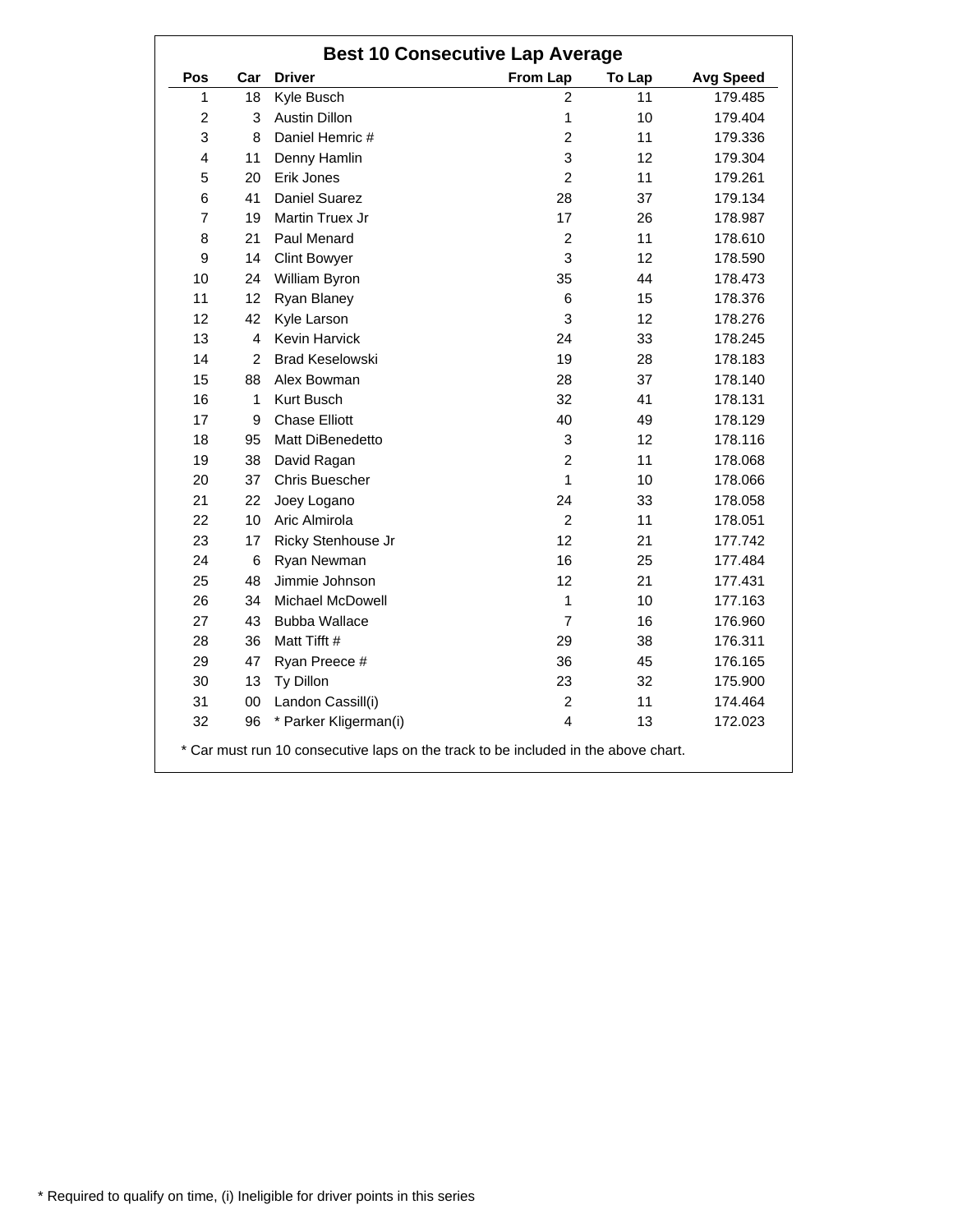## Best 10 Consecutive Lap Average

| Pos | Car | Driver | From Lap | To Lap | Avg Speed |
|---|---|---|---|---|---|
| 1 | 18 | Kyle Busch | 2 | 11 | 179.485 |
| 2 | 3 | Austin Dillon | 1 | 10 | 179.404 |
| 3 | 8 | Daniel Hemric # | 2 | 11 | 179.336 |
| 4 | 11 | Denny Hamlin | 3 | 12 | 179.304 |
| 5 | 20 | Erik Jones | 2 | 11 | 179.261 |
| 6 | 41 | Daniel Suarez | 28 | 37 | 179.134 |
| 7 | 19 | Martin Truex Jr | 17 | 26 | 178.987 |
| 8 | 21 | Paul Menard | 2 | 11 | 178.610 |
| 9 | 14 | Clint Bowyer | 3 | 12 | 178.590 |
| 10 | 24 | William Byron | 35 | 44 | 178.473 |
| 11 | 12 | Ryan Blaney | 6 | 15 | 178.376 |
| 12 | 42 | Kyle Larson | 3 | 12 | 178.276 |
| 13 | 4 | Kevin Harvick | 24 | 33 | 178.245 |
| 14 | 2 | Brad Keselowski | 19 | 28 | 178.183 |
| 15 | 88 | Alex Bowman | 28 | 37 | 178.140 |
| 16 | 1 | Kurt Busch | 32 | 41 | 178.131 |
| 17 | 9 | Chase Elliott | 40 | 49 | 178.129 |
| 18 | 95 | Matt DiBenedetto | 3 | 12 | 178.116 |
| 19 | 38 | David Ragan | 2 | 11 | 178.068 |
| 20 | 37 | Chris Buescher | 1 | 10 | 178.066 |
| 21 | 22 | Joey Logano | 24 | 33 | 178.058 |
| 22 | 10 | Aric Almirola | 2 | 11 | 178.051 |
| 23 | 17 | Ricky Stenhouse Jr | 12 | 21 | 177.742 |
| 24 | 6 | Ryan Newman | 16 | 25 | 177.484 |
| 25 | 48 | Jimmie Johnson | 12 | 21 | 177.431 |
| 26 | 34 | Michael McDowell | 1 | 10 | 177.163 |
| 27 | 43 | Bubba Wallace | 7 | 16 | 176.960 |
| 28 | 36 | Matt Tifft # | 29 | 38 | 176.311 |
| 29 | 47 | Ryan Preece # | 36 | 45 | 176.165 |
| 30 | 13 | Ty Dillon | 23 | 32 | 175.900 |
| 31 | 00 | Landon Cassill(i) | 2 | 11 | 174.464 |
| 32 | 96 | * Parker Kligerman(i) | 4 | 13 | 172.023 |

* Car must run 10 consecutive laps on the track to be included in the above chart.

* Required to qualify on time, (i) Ineligible for driver points in this series